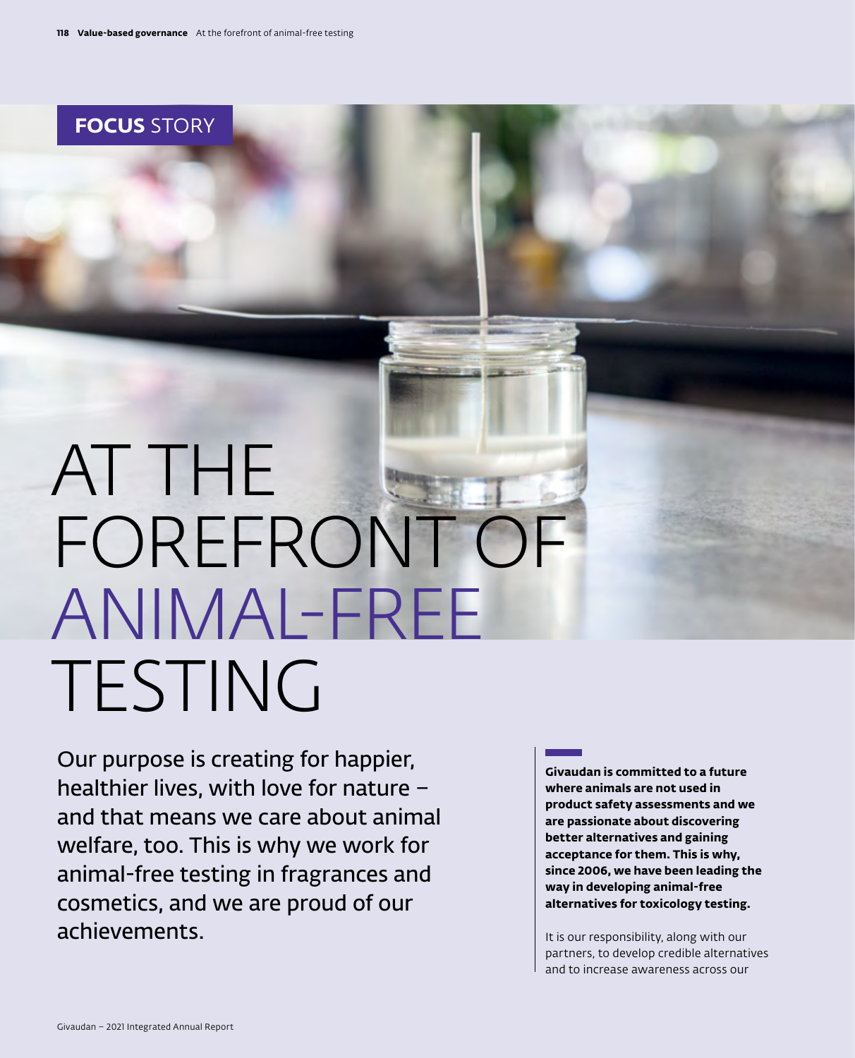FOCUS STORY

# AT THE FOREFRONT OF ANIMAL-FREE TESTING

Our purpose is creating for happier, healthier lives, with love for nature – and that means we care about animal welfare, too. This is why we work for animal-free testing in fragrances and cosmetics, and we are proud of our achievements.

**Givaudan is committed to a future where animals are not used in product safety assessments and we are passionate about discovering better alternatives and gaining acceptance for them. This is why, since 2006, we have been leading the way in developing animal-free alternatives for toxicology testing.**

It is our responsibility, along with our partners, to develop credible alternatives and to increase awareness across our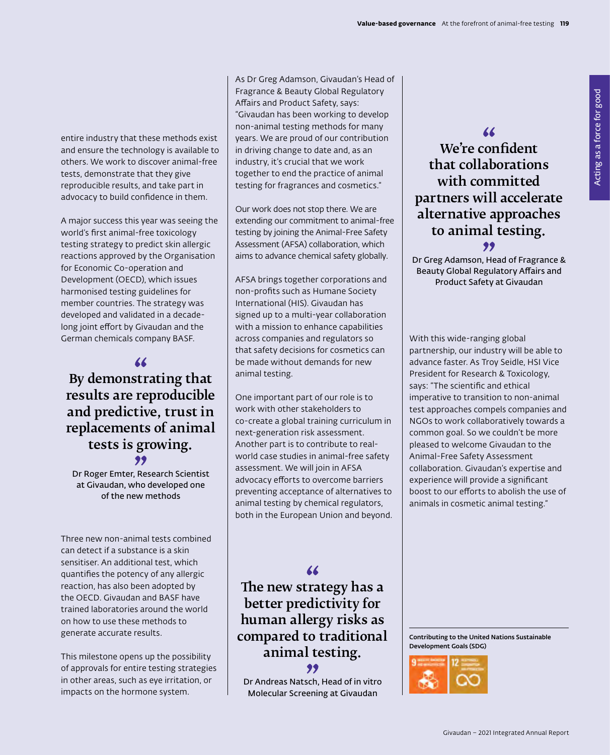entire industry that these methods exist and ensure the technology is available to others. We work to discover animal-free tests, demonstrate that they give reproducible results, and take part in advocacy to build confidence in them.

A major success this year was seeing the world's first animal-free toxicology testing strategy to predict skin allergic reactions approved by the Organisation for Economic Co-operation and Development (OECD), which issues harmonised testing guidelines for member countries. The strategy was developed and validated in a decade-long joint effort by Givaudan and the German chemicals company BASF.

> **"By demonstrating that results are reproducible and predictive, trust in replacements of animal tests is growing."**
>
> Dr Roger Emter, Research Scientist at Givaudan, who developed one of the new methods

Three new non-animal tests combined can detect if a substance is a skin sensitiser. An additional test, which quantifies the potency of any allergic reaction, has also been adopted by the OECD. Givaudan and BASF have trained laboratories around the world on how to use these methods to generate accurate results.

This milestone opens up the possibility of approvals for entire testing strategies in other areas, such as eye irritation, or impacts on the hormone system.

As Dr Greg Adamson, Givaudan's Head of Fragrance & Beauty Global Regulatory Affairs and Product Safety, says: "Givaudan has been working to develop non-animal testing methods for many years. We are proud of our contribution in driving change to date and, as an industry, it's crucial that we work together to end the practice of animal testing for fragrances and cosmetics."

Our work does not stop there. We are extending our commitment to animal-free testing by joining the Animal-Free Safety Assessment (AFSA) collaboration, which aims to advance chemical safety globally.

AFSA brings together corporations and non-profits such as Humane Society International (HIS). Givaudan has signed up to a multi-year collaboration with a mission to enhance capabilities across companies and regulators so that safety decisions for cosmetics can be made without demands for new animal testing.

One important part of our role is to work with other stakeholders to co-create a global training curriculum in next-generation risk assessment. Another part is to contribute to real-world case studies in animal-free safety assessment. We will join in AFSA advocacy efforts to overcome barriers preventing acceptance of alternatives to animal testing by chemical regulators, both in the European Union and beyond.

> **"The new strategy has a better predictivity for human allergy risks as compared to traditional animal testing."**
>
> Dr Andreas Natsch, Head of in vitro Molecular Screening at Givaudan

> **"We're confident that collaborations with committed partners will accelerate alternative approaches to animal testing."**
>
> Dr Greg Adamson, Head of Fragrance & Beauty Global Regulatory Affairs and Product Safety at Givaudan

With this wide-ranging global partnership, our industry will be able to advance faster. As Troy Seidle, HSI Vice President for Research & Toxicology, says: "The scientific and ethical imperative to transition to non-animal test approaches compels companies and NGOs to work collaboratively towards a common goal. So we couldn't be more pleased to welcome Givaudan to the Animal-Free Safety Assessment collaboration. Givaudan's expertise and experience will provide a significant boost to our efforts to abolish the use of animals in cosmetic animal testing."

**Contributing to the United Nations Sustainable Development Goals (SDG)**

9 Industry, Innovation and Infrastructure
12 Responsible Consumption and Production